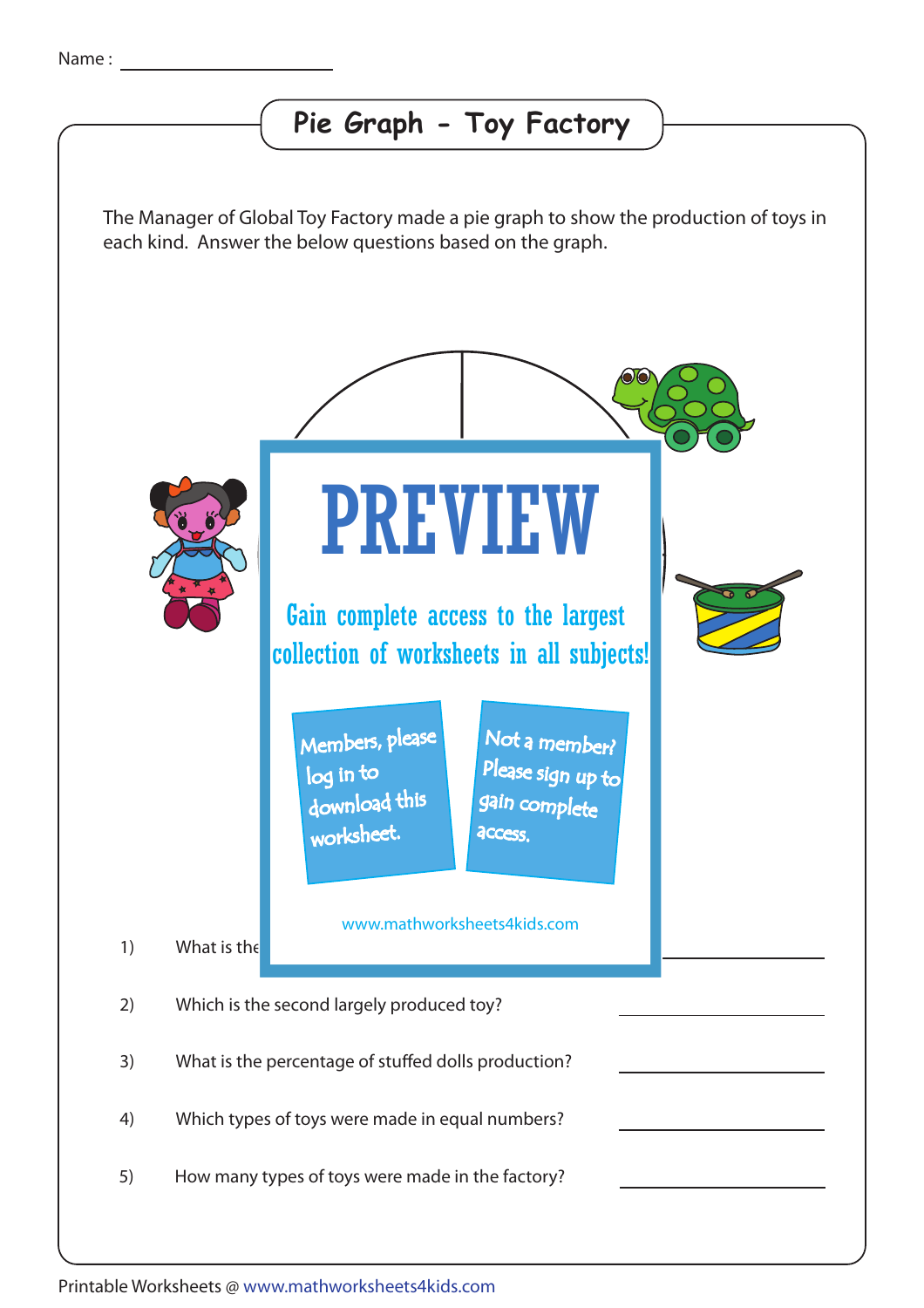Name : ____________________

# Pie Graph - Toy Factory

The Manager of Global Toy Factory made a pie graph to show the production of toys in each kind. Answer the below questions based on the graph.

PREVIEW

Gain complete access to the largest collection of worksheets in all subjects!

Members, please log in to download this worksheet.

Not a member? Please sign up to gain complete access.

www.mathworksheets4kids.com

1) What is the ____________________

2) Which is the second largely produced toy? ____________________

3) What is the percentage of stuffed dolls production? ____________________

4) Which types of toys were made in equal numbers? ____________________

5) How many types of toys were made in the factory? ____________________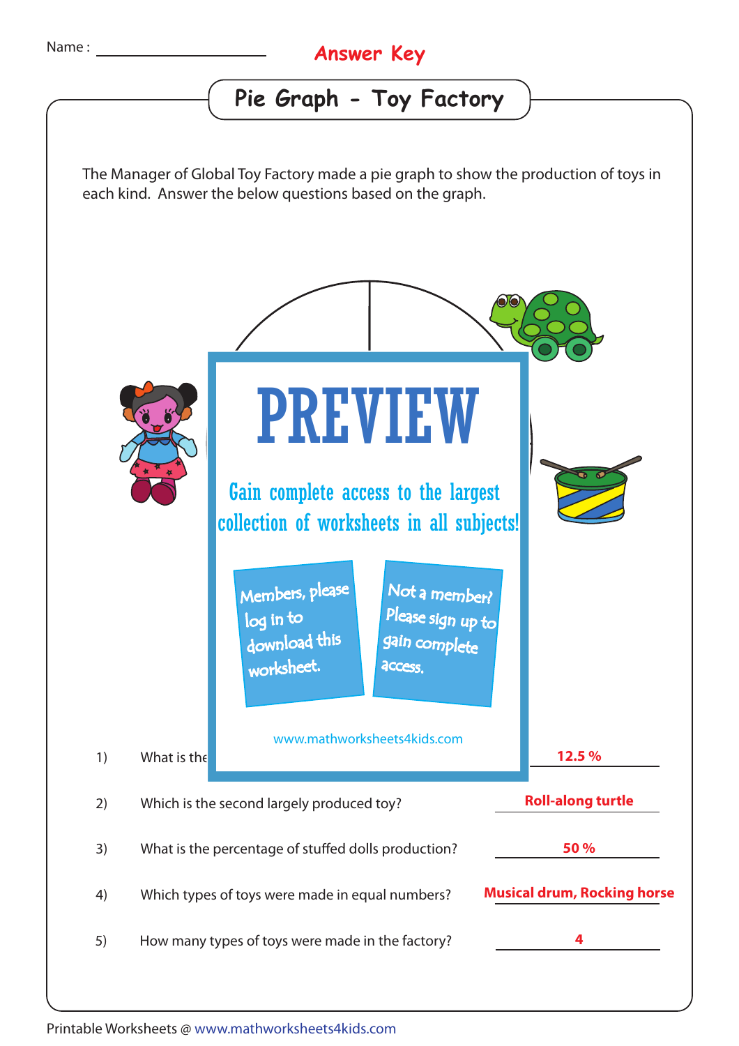Name : ____________________ **Answer Key**

# Pie Graph - Toy Factory

The Manager of Global Toy Factory made a pie graph to show the production of toys in each kind. Answer the below questions based on the graph.

PREVIEW

Gain complete access to the largest collection of worksheets in all subjects!

Members, please log in to download this worksheet.

Not a member? Please sign up to gain complete access.

www.mathworksheets4kids.com

1) What is the ... **12.5 %**

2) Which is the second largely produced toy? **Roll-along turtle**

3) What is the percentage of stuffed dolls production? **50 %**

4) Which types of toys were made in equal numbers? **Musical drum, Rocking horse**

5) How many types of toys were made in the factory? **4**

Printable Worksheets @ www.mathworksheets4kids.com